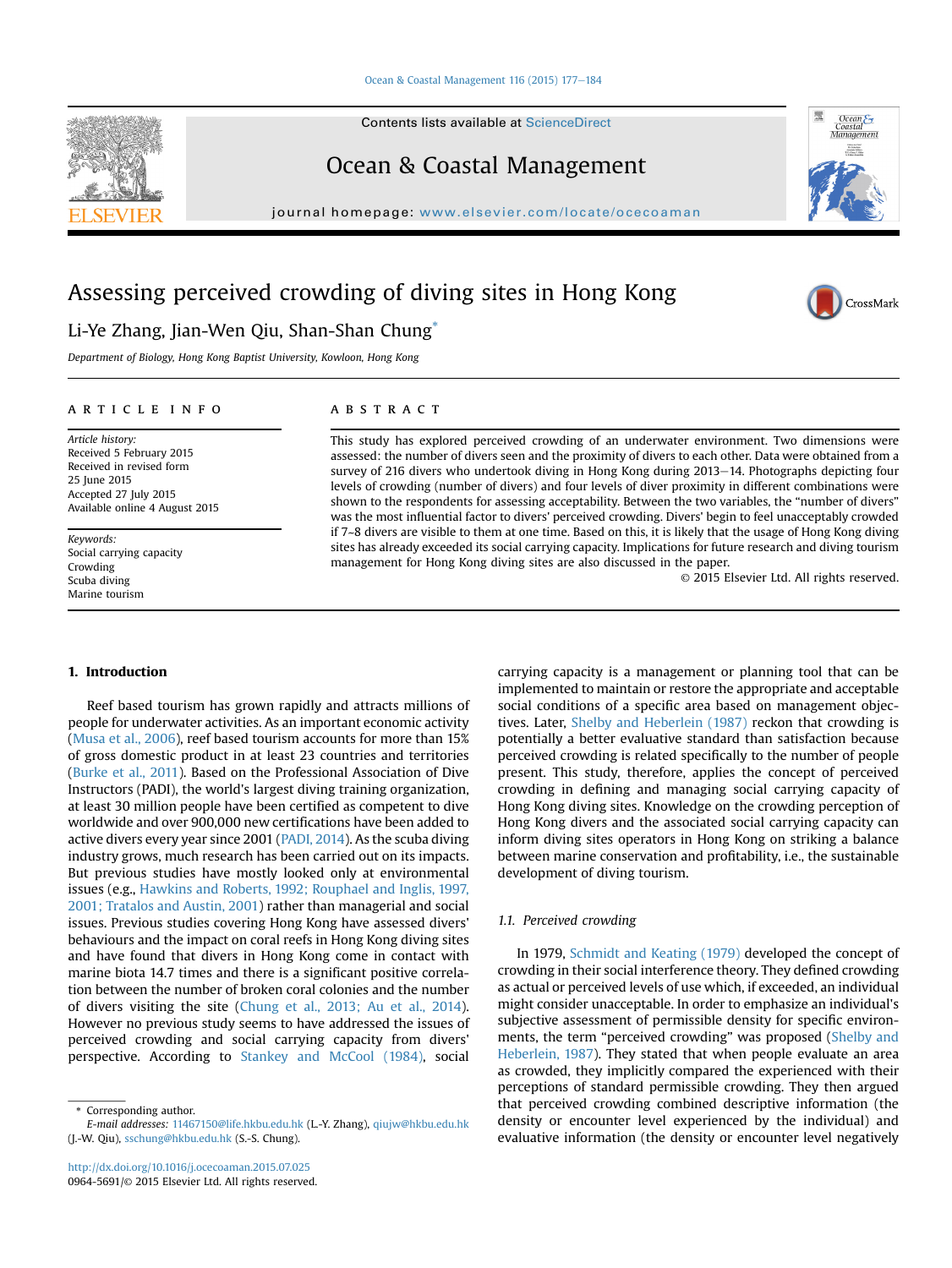# Assessing perceived crowding of diving sites in Hong Kong

Li-Ye Zhang, Jian-Wen Qiu, Shan-Shan Chung*

Department of Biology, Hong Kong Baptist University, Kowloon, Hong Kong

## ARTICLE INFO

*Article history:*
Received 5 February 2015
Received in revised form
25 June 2015
Accepted 27 July 2015
Available online 4 August 2015

*Keywords:*
Social carrying capacity
Crowding
Scuba diving
Marine tourism

## ABSTRACT

This study has explored perceived crowding of an underwater environment. Two dimensions were assessed: the number of divers seen and the proximity of divers to each other. Data were obtained from a survey of 216 divers who undertook diving in Hong Kong during 2013−14. Photographs depicting four levels of crowding (number of divers) and four levels of diver proximity in different combinations were shown to the respondents for assessing acceptability. Between the two variables, the "number of divers" was the most influential factor to divers' perceived crowding. Divers' begin to feel unacceptably crowded if 7~8 divers are visible to them at one time. Based on this, it is likely that the usage of Hong Kong diving sites has already exceeded its social carrying capacity. Implications for future research and diving tourism management for Hong Kong diving sites are also discussed in the paper.

© 2015 Elsevier Ltd. All rights reserved.

## 1. Introduction

Reef based tourism has grown rapidly and attracts millions of people for underwater activities. As an important economic activity (Musa et al., 2006), reef based tourism accounts for more than 15% of gross domestic product in at least 23 countries and territories (Burke et al., 2011). Based on the Professional Association of Dive Instructors (PADI), the world's largest diving training organization, at least 30 million people have been certified as competent to dive worldwide and over 900,000 new certifications have been added to active divers every year since 2001 (PADI, 2014). As the scuba diving industry grows, much research has been carried out on its impacts. But previous studies have mostly looked only at environmental issues (e.g., Hawkins and Roberts, 1992; Rouphael and Inglis, 1997, 2001; Tratalos and Austin, 2001) rather than managerial and social issues. Previous studies covering Hong Kong have assessed divers' behaviours and the impact on coral reefs in Hong Kong diving sites and have found that divers in Hong Kong come in contact with marine biota 14.7 times and there is a significant positive correlation between the number of broken coral colonies and the number of divers visiting the site (Chung et al., 2013; Au et al., 2014). However no previous study seems to have addressed the issues of perceived crowding and social carrying capacity from divers' perspective. According to Stankey and McCool (1984), social carrying capacity is a management or planning tool that can be implemented to maintain or restore the appropriate and acceptable social conditions of a specific area based on management objectives. Later, Shelby and Heberlein (1987) reckon that crowding is potentially a better evaluative standard than satisfaction because perceived crowding is related specifically to the number of people present. This study, therefore, applies the concept of perceived crowding in defining and managing social carrying capacity of Hong Kong diving sites. Knowledge on the crowding perception of Hong Kong divers and the associated social carrying capacity can inform diving sites operators in Hong Kong on striking a balance between marine conservation and profitability, i.e., the sustainable development of diving tourism.

### 1.1. Perceived crowding

In 1979, Schmidt and Keating (1979) developed the concept of crowding in their social interference theory. They defined crowding as actual or perceived levels of use which, if exceeded, an individual might consider unacceptable. In order to emphasize an individual's subjective assessment of permissible density for specific environments, the term "perceived crowding" was proposed (Shelby and Heberlein, 1987). They stated that when people evaluate an area as crowded, they implicitly compared the experienced with their perceptions of standard permissible crowding. They then argued that perceived crowding combined descriptive information (the density or encounter level experienced by the individual) and evaluative information (the density or encounter level negatively

* Corresponding author.
*E-mail addresses:* 11467150@life.hkbu.edu.hk (L.-Y. Zhang), qiujw@hkbu.edu.hk (J.-W. Qiu), sschung@hkbu.edu.hk (S.-S. Chung).

http://dx.doi.org/10.1016/j.ocecoaman.2015.07.025
0964-5691/© 2015 Elsevier Ltd. All rights reserved.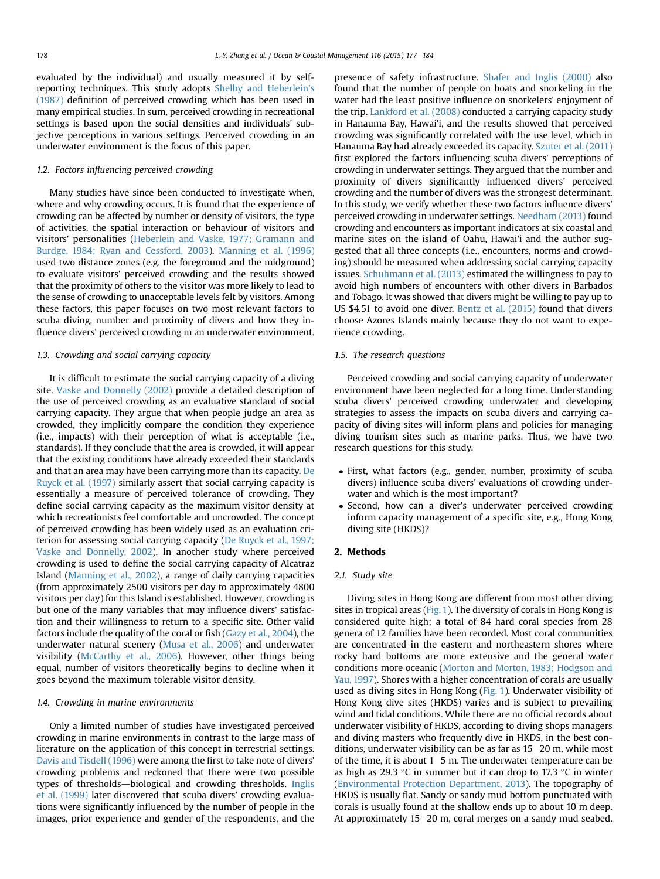evaluated by the individual) and usually measured it by self-reporting techniques. This study adopts Shelby and Heberlein's (1987) definition of perceived crowding which has been used in many empirical studies. In sum, perceived crowding in recreational settings is based upon the social densities and individuals' subjective perceptions in various settings. Perceived crowding in an underwater environment is the focus of this paper.

### 1.2. Factors influencing perceived crowding

Many studies have since been conducted to investigate when, where and why crowding occurs. It is found that the experience of crowding can be affected by number or density of visitors, the type of activities, the spatial interaction or behaviour of visitors and visitors' personalities (Heberlein and Vaske, 1977; Gramann and Burdge, 1984; Ryan and Cessford, 2003). Manning et al. (1996) used two distance zones (e.g. the foreground and the midground) to evaluate visitors' perceived crowding and the results showed that the proximity of others to the visitor was more likely to lead to the sense of crowding to unacceptable levels felt by visitors. Among these factors, this paper focuses on two most relevant factors to scuba diving, number and proximity of divers and how they influence divers' perceived crowding in an underwater environment.

### 1.3. Crowding and social carrying capacity

It is difficult to estimate the social carrying capacity of a diving site. Vaske and Donnelly (2002) provide a detailed description of the use of perceived crowding as an evaluative standard of social carrying capacity. They argue that when people judge an area as crowded, they implicitly compare the condition they experience (i.e., impacts) with their perception of what is acceptable (i.e., standards). If they conclude that the area is crowded, it will appear that the existing conditions have already exceeded their standards and that an area may have been carrying more than its capacity. De Ruyck et al. (1997) similarly assert that social carrying capacity is essentially a measure of perceived tolerance of crowding. They define social carrying capacity as the maximum visitor density at which recreationists feel comfortable and uncrowded. The concept of perceived crowding has been widely used as an evaluation criterion for assessing social carrying capacity (De Ruyck et al., 1997; Vaske and Donnelly, 2002). In another study where perceived crowding is used to define the social carrying capacity of Alcatraz Island (Manning et al., 2002), a range of daily carrying capacities (from approximately 2500 visitors per day to approximately 4800 visitors per day) for this Island is established. However, crowding is but one of the many variables that may influence divers' satisfaction and their willingness to return to a specific site. Other valid factors include the quality of the coral or fish (Gazy et al., 2004), the underwater natural scenery (Musa et al., 2006) and underwater visibility (McCarthy et al., 2006). However, other things being equal, number of visitors theoretically begins to decline when it goes beyond the maximum tolerable visitor density.

### 1.4. Crowding in marine environments

Only a limited number of studies have investigated perceived crowding in marine environments in contrast to the large mass of literature on the application of this concept in terrestrial settings. Davis and Tisdell (1996) were among the first to take note of divers' crowding problems and reckoned that there were two possible types of thresholds—biological and crowding thresholds. Inglis et al. (1999) later discovered that scuba divers' crowding evaluations were significantly influenced by the number of people in the images, prior experience and gender of the respondents, and the presence of safety infrastructure. Shafer and Inglis (2000) also found that the number of people on boats and snorkeling in the water had the least positive influence on snorkelers' enjoyment of the trip. Lankford et al. (2008) conducted a carrying capacity study in Hanauma Bay, Hawai'i, and the results showed that perceived crowding was significantly correlated with the use level, which in Hanauma Bay had already exceeded its capacity. Szuter et al. (2011) first explored the factors influencing scuba divers' perceptions of crowding in underwater settings. They argued that the number and proximity of divers significantly influenced divers' perceived crowding and the number of divers was the strongest determinant. In this study, we verify whether these two factors influence divers' perceived crowding in underwater settings. Needham (2013) found crowding and encounters as important indicators at six coastal and marine sites on the island of Oahu, Hawai'i and the author suggested that all three concepts (i.e., encounters, norms and crowding) should be measured when addressing social carrying capacity issues. Schuhmann et al. (2013) estimated the willingness to pay to avoid high numbers of encounters with other divers in Barbados and Tobago. It was showed that divers might be willing to pay up to US $4.51 to avoid one diver. Bentz et al. (2015) found that divers choose Azores Islands mainly because they do not want to experience crowding.

### 1.5. The research questions

Perceived crowding and social carrying capacity of underwater environment have been neglected for a long time. Understanding scuba divers' perceived crowding underwater and developing strategies to assess the impacts on scuba divers and carrying capacity of diving sites will inform plans and policies for managing diving tourism sites such as marine parks. Thus, we have two research questions for this study.

- First, what factors (e.g., gender, number, proximity of scuba divers) influence scuba divers' evaluations of crowding underwater and which is the most important?
- Second, how can a diver's underwater perceived crowding inform capacity management of a specific site, e.g., Hong Kong diving site (HKDS)?

## 2. Methods

### 2.1. Study site

Diving sites in Hong Kong are different from most other diving sites in tropical areas (Fig. 1). The diversity of corals in Hong Kong is considered quite high; a total of 84 hard coral species from 28 genera of 12 families have been recorded. Most coral communities are concentrated in the eastern and northeastern shores where rocky hard bottoms are more extensive and the general water conditions more oceanic (Morton and Morton, 1983; Hodgson and Yau, 1997). Shores with a higher concentration of corals are usually used as diving sites in Hong Kong (Fig. 1). Underwater visibility of Hong Kong dive sites (HKDS) varies and is subject to prevailing wind and tidal conditions. While there are no official records about underwater visibility of HKDS, according to diving shops managers and diving masters who frequently dive in HKDS, in the best conditions, underwater visibility can be as far as 15–20 m, while most of the time, it is about 1–5 m. The underwater temperature can be as high as 29.3 °C in summer but it can drop to 17.3 °C in winter (Environmental Protection Department, 2013). The topography of HKDS is usually flat. Sandy or sandy mud bottom punctuated with corals is usually found at the shallow ends up to about 10 m deep. At approximately 15–20 m, coral merges on a sandy mud seabed.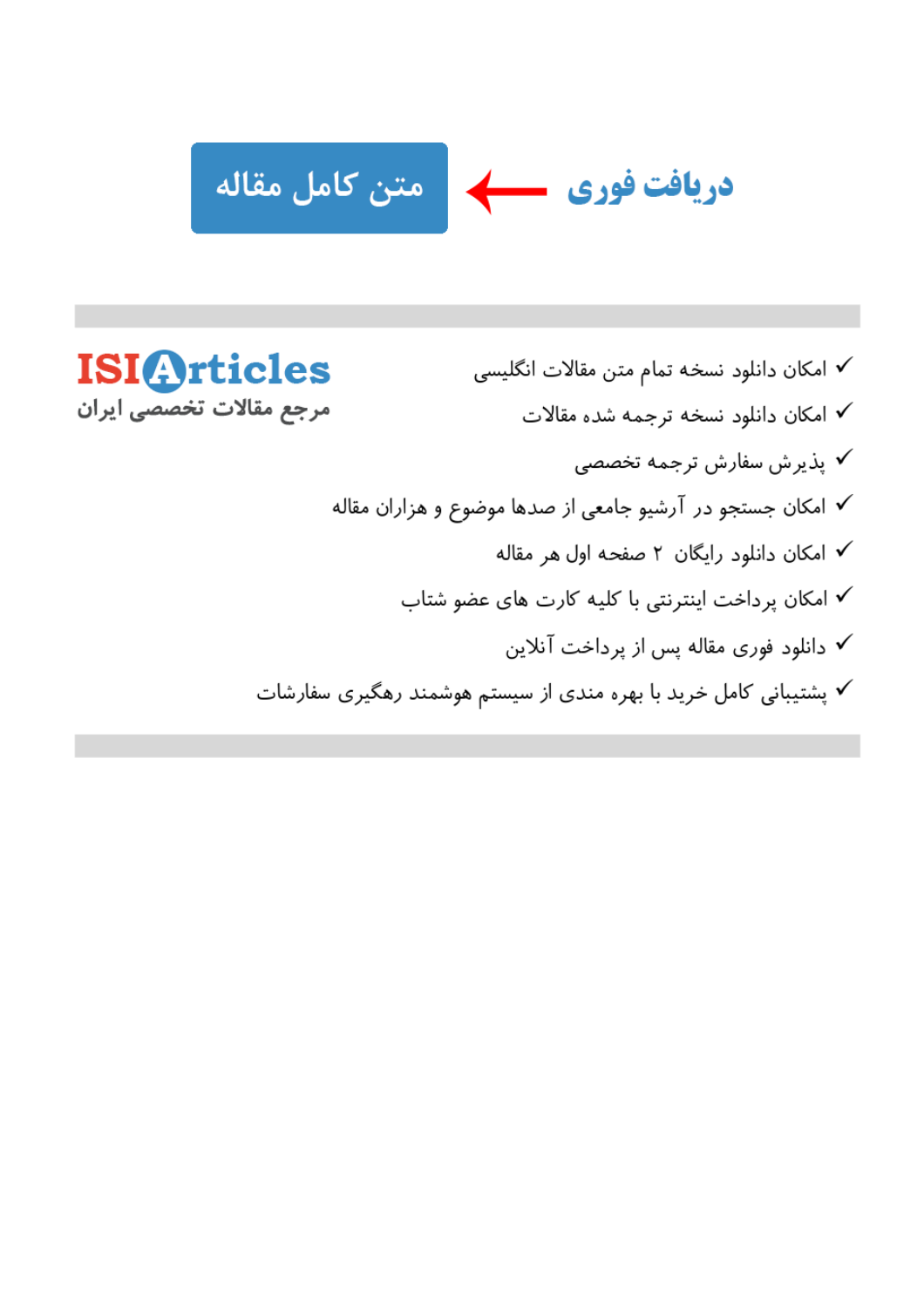دریافت فوری ← متن کامل مقاله

**ISIArticles**

مرجع مقالات تخصصی ایران

- ✓ امکان دانلود نسخه تمام متن مقالات انگلیسی
- ✓ امکان دانلود نسخه ترجمه شده مقالات
- ✓ پذیرش سفارش ترجمه تخصصی
- ✓ امکان جستجو در آرشیو جامعی از صدها موضوع و هزاران مقاله
- ✓ امکان دانلود رایگان ۲ صفحه اول هر مقاله
- ✓ امکان پرداخت اینترنتی با کلیه کارت های عضو شتاب
- ✓ دانلود فوری مقاله پس از پرداخت آنلاین
- ✓ پشتیبانی کامل خرید با بهره مندی از سیستم هوشمند رهگیری سفارشات